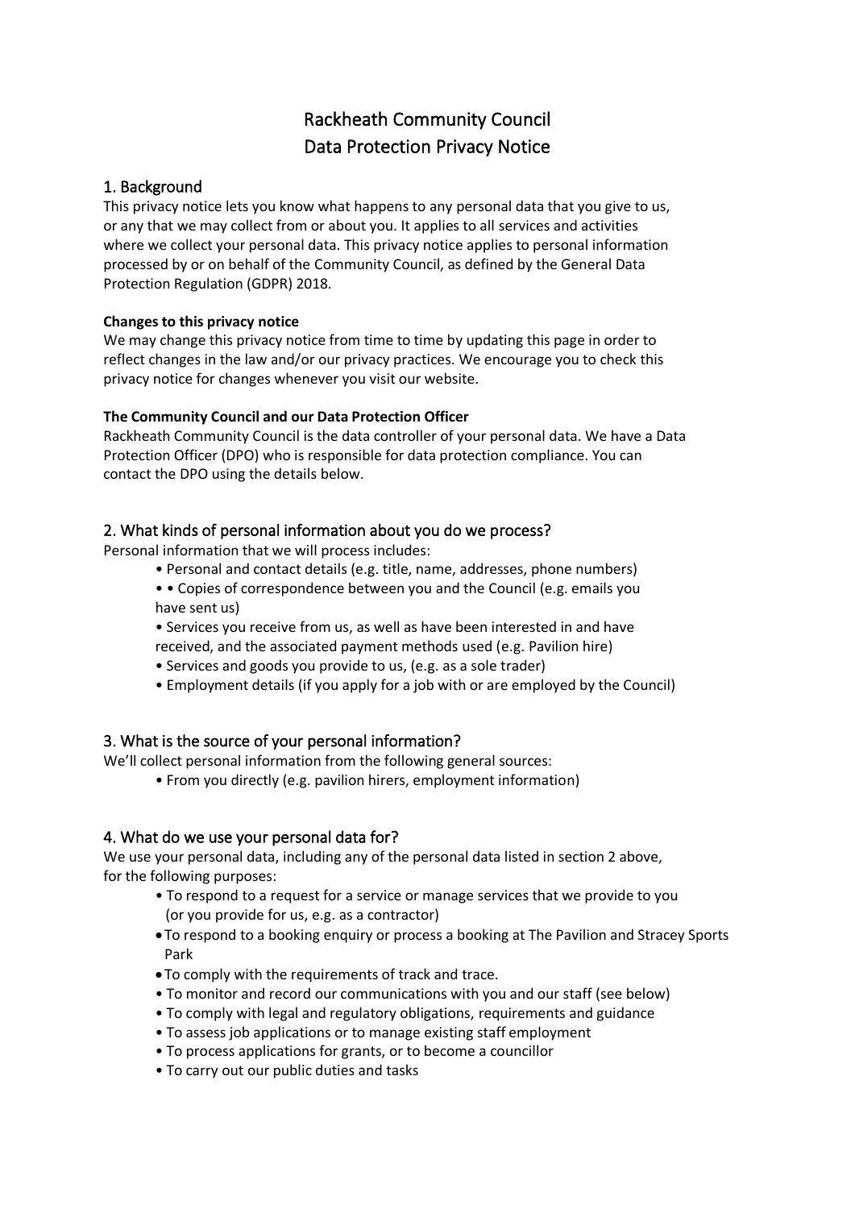# Rackheath Community Council
# Data Protection Privacy Notice

## 1. Background

This privacy notice lets you know what happens to any personal data that you give to us, or any that we may collect from or about you. It applies to all services and activities where we collect your personal data. This privacy notice applies to personal information processed by or on behalf of the Community Council, as defined by the General Data Protection Regulation (GDPR) 2018.

**Changes to this privacy notice**

We may change this privacy notice from time to time by updating this page in order to reflect changes in the law and/or our privacy practices. We encourage you to check this privacy notice for changes whenever you visit our website.

**The Community Council and our Data Protection Officer**

Rackheath Community Council is the data controller of your personal data. We have a Data Protection Officer (DPO) who is responsible for data protection compliance. You can contact the DPO using the details below.

## 2. What kinds of personal information about you do we process?

Personal information that we will process includes:

- Personal and contact details (e.g. title, name, addresses, phone numbers)
- • Copies of correspondence between you and the Council (e.g. emails you have sent us)
- Services you receive from us, as well as have been interested in and have received, and the associated payment methods used (e.g. Pavilion hire)
- Services and goods you provide to us, (e.g. as a sole trader)
- Employment details (if you apply for a job with or are employed by the Council)

## 3. What is the source of your personal information?

We'll collect personal information from the following general sources:

- From you directly (e.g. pavilion hirers, employment information)

## 4. What do we use your personal data for?

We use your personal data, including any of the personal data listed in section 2 above, for the following purposes:

- To respond to a request for a service or manage services that we provide to you (or you provide for us, e.g. as a contractor)
- To respond to a booking enquiry or process a booking at The Pavilion and Stracey Sports Park
- To comply with the requirements of track and trace.
- To monitor and record our communications with you and our staff (see below)
- To comply with legal and regulatory obligations, requirements and guidance
- To assess job applications or to manage existing staff employment
- To process applications for grants, or to become a councillor
- To carry out our public duties and tasks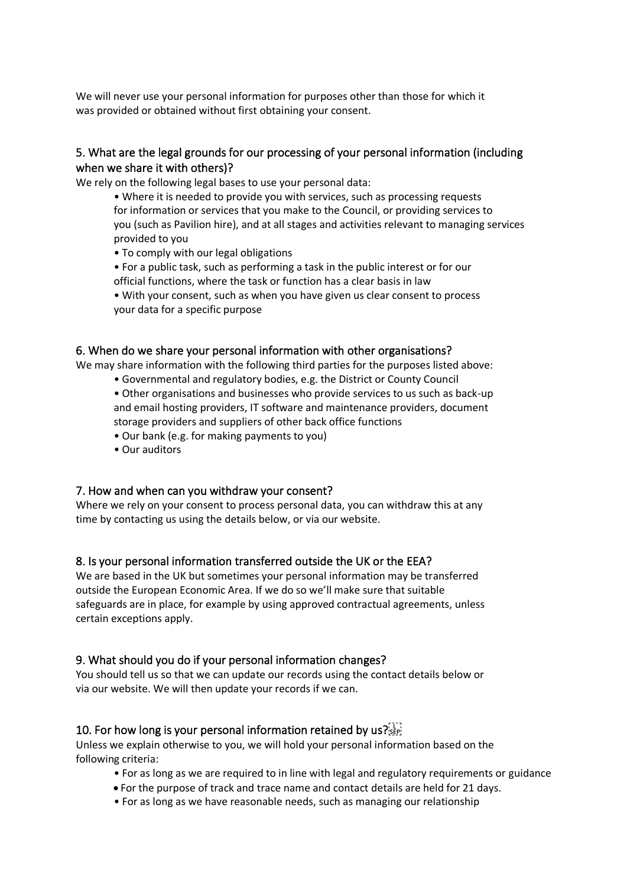We will never use your personal information for purposes other than those for which it was provided or obtained without first obtaining your consent.

## 5. What are the legal grounds for our processing of your personal information (including when we share it with others)?

We rely on the following legal bases to use your personal data:

- Where it is needed to provide you with services, such as processing requests for information or services that you make to the Council, or providing services to you (such as Pavilion hire), and at all stages and activities relevant to managing services provided to you
- To comply with our legal obligations
- For a public task, such as performing a task in the public interest or for our official functions, where the task or function has a clear basis in law
- With your consent, such as when you have given us clear consent to process your data for a specific purpose

## 6. When do we share your personal information with other organisations?

We may share information with the following third parties for the purposes listed above:

- Governmental and regulatory bodies, e.g. the District or County Council
- Other organisations and businesses who provide services to us such as back-up and email hosting providers, IT software and maintenance providers, document storage providers and suppliers of other back office functions
- Our bank (e.g. for making payments to you)
- Our auditors

## 7. How and when can you withdraw your consent?

Where we rely on your consent to process personal data, you can withdraw this at any time by contacting us using the details below, or via our website.

## 8. Is your personal information transferred outside the UK or the EEA?

We are based in the UK but sometimes your personal information may be transferred outside the European Economic Area. If we do so we'll make sure that suitable safeguards are in place, for example by using approved contractual agreements, unless certain exceptions apply.

## 9. What should you do if your personal information changes?

You should tell us so that we can update our records using the contact details below or via our website. We will then update your records if we can.

## 10. For how long is your personal information retained by us?

Unless we explain otherwise to you, we will hold your personal information based on the following criteria:

- For as long as we are required to in line with legal and regulatory requirements or guidance
- For the purpose of track and trace name and contact details are held for 21 days.
- For as long as we have reasonable needs, such as managing our relationship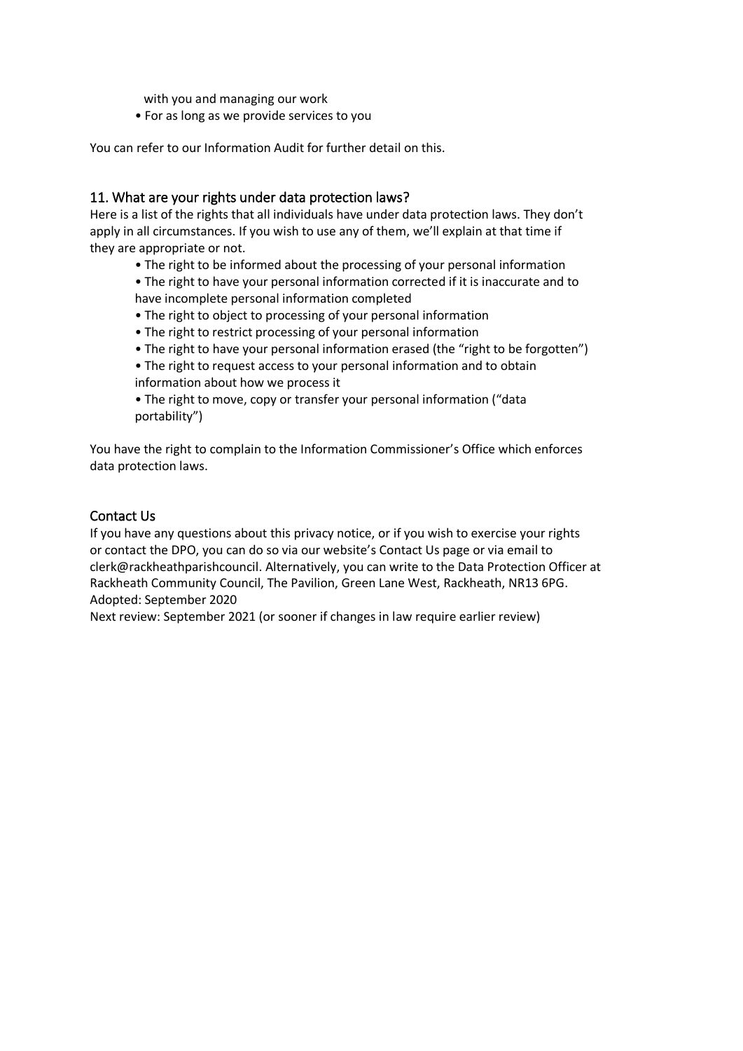with you and managing our work

- For as long as we provide services to you

You can refer to our Information Audit for further detail on this.

## 11. What are your rights under data protection laws?

Here is a list of the rights that all individuals have under data protection laws. They don't apply in all circumstances. If you wish to use any of them, we'll explain at that time if they are appropriate or not.

- The right to be informed about the processing of your personal information
- The right to have your personal information corrected if it is inaccurate and to have incomplete personal information completed
- The right to object to processing of your personal information
- The right to restrict processing of your personal information
- The right to have your personal information erased (the "right to be forgotten")
- The right to request access to your personal information and to obtain information about how we process it
- The right to move, copy or transfer your personal information ("data portability")

You have the right to complain to the Information Commissioner's Office which enforces data protection laws.

## Contact Us

If you have any questions about this privacy notice, or if you wish to exercise your rights or contact the DPO, you can do so via our website's Contact Us page or via email to clerk@rackheathparishcouncil. Alternatively, you can write to the Data Protection Officer at Rackheath Community Council, The Pavilion, Green Lane West, Rackheath, NR13 6PG.
Adopted: September 2020
Next review: September 2021 (or sooner if changes in law require earlier review)